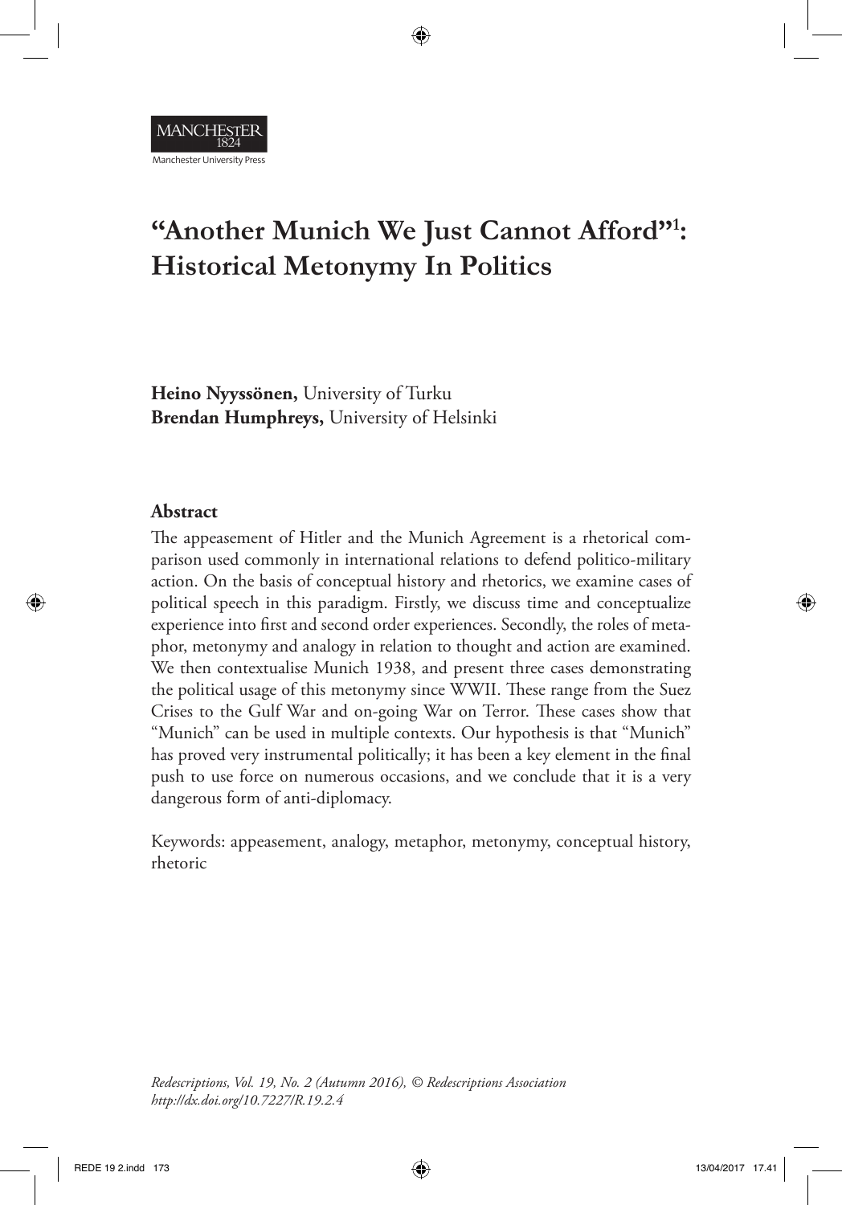# "Another Munich We Just Cannot Afford"[1]: Historical Metonymy In Politics

**Heino Nyyssönen,** University of Turku
**Brendan Humphreys,** University of Helsinki

## Abstract

The appeasement of Hitler and the Munich Agreement is a rhetorical comparison used commonly in international relations to defend politico-military action. On the basis of conceptual history and rhetorics, we examine cases of political speech in this paradigm. Firstly, we discuss time and conceptualize experience into first and second order experiences. Secondly, the roles of metaphor, metonymy and analogy in relation to thought and action are examined. We then contextualise Munich 1938, and present three cases demonstrating the political usage of this metonymy since WWII. These range from the Suez Crises to the Gulf War and on-going War on Terror. These cases show that "Munich" can be used in multiple contexts. Our hypothesis is that "Munich" has proved very instrumental politically; it has been a key element in the final push to use force on numerous occasions, and we conclude that it is a very dangerous form of anti-diplomacy.

Keywords: appeasement, analogy, metaphor, metonymy, conceptual history, rhetoric

*Redescriptions, Vol. 19, No. 2 (Autumn 2016), © Redescriptions Association*
*http://dx.doi.org/10.7227/R.19.2.4*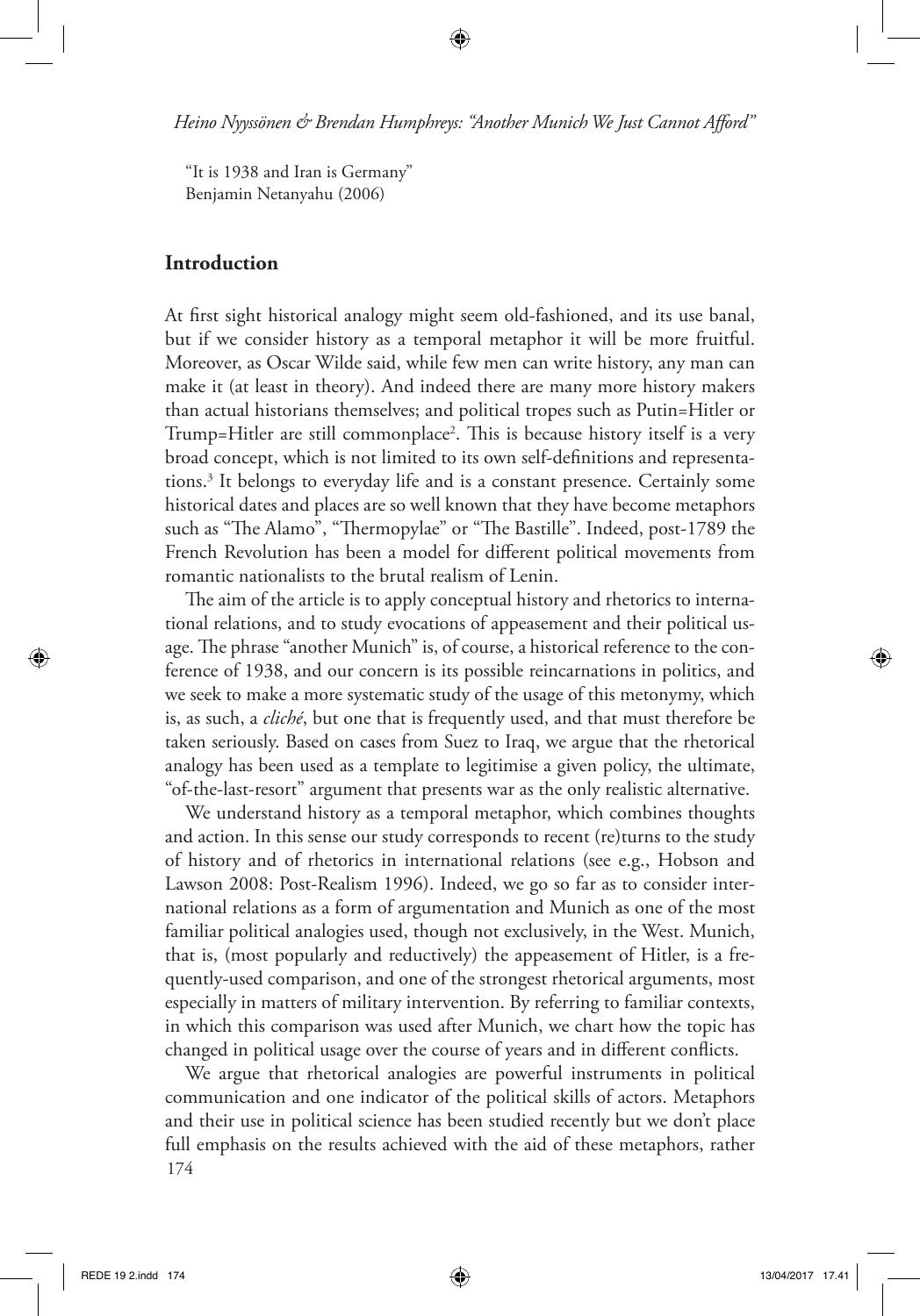"It is 1938 and Iran is Germany"
Benjamin Netanyahu (2006)

## Introduction

At first sight historical analogy might seem old-fashioned, and its use banal, but if we consider history as a temporal metaphor it will be more fruitful. Moreover, as Oscar Wilde said, while few men can write history, any man can make it (at least in theory). And indeed there are many more history makers than actual historians themselves; and political tropes such as Putin=Hitler or Trump=Hitler are still commonplace[2]. This is because history itself is a very broad concept, which is not limited to its own self-definitions and representations.[3] It belongs to everyday life and is a constant presence. Certainly some historical dates and places are so well known that they have become metaphors such as "The Alamo", "Thermopylae" or "The Bastille". Indeed, post-1789 the French Revolution has been a model for different political movements from romantic nationalists to the brutal realism of Lenin.

The aim of the article is to apply conceptual history and rhetorics to international relations, and to study evocations of appeasement and their political usage. The phrase "another Munich" is, of course, a historical reference to the conference of 1938, and our concern is its possible reincarnations in politics, and we seek to make a more systematic study of the usage of this metonymy, which is, as such, a *cliché*, but one that is frequently used, and that must therefore be taken seriously. Based on cases from Suez to Iraq, we argue that the rhetorical analogy has been used as a template to legitimise a given policy, the ultimate, "of-the-last-resort" argument that presents war as the only realistic alternative.

We understand history as a temporal metaphor, which combines thoughts and action. In this sense our study corresponds to recent (re)turns to the study of history and of rhetorics in international relations (see e.g., Hobson and Lawson 2008: Post-Realism 1996). Indeed, we go so far as to consider international relations as a form of argumentation and Munich as one of the most familiar political analogies used, though not exclusively, in the West. Munich, that is, (most popularly and reductively) the appeasement of Hitler, is a frequently-used comparison, and one of the strongest rhetorical arguments, most especially in matters of military intervention. By referring to familiar contexts, in which this comparison was used after Munich, we chart how the topic has changed in political usage over the course of years and in different conflicts.

We argue that rhetorical analogies are powerful instruments in political communication and one indicator of the political skills of actors. Metaphors and their use in political science has been studied recently but we don't place full emphasis on the results achieved with the aid of these metaphors, rather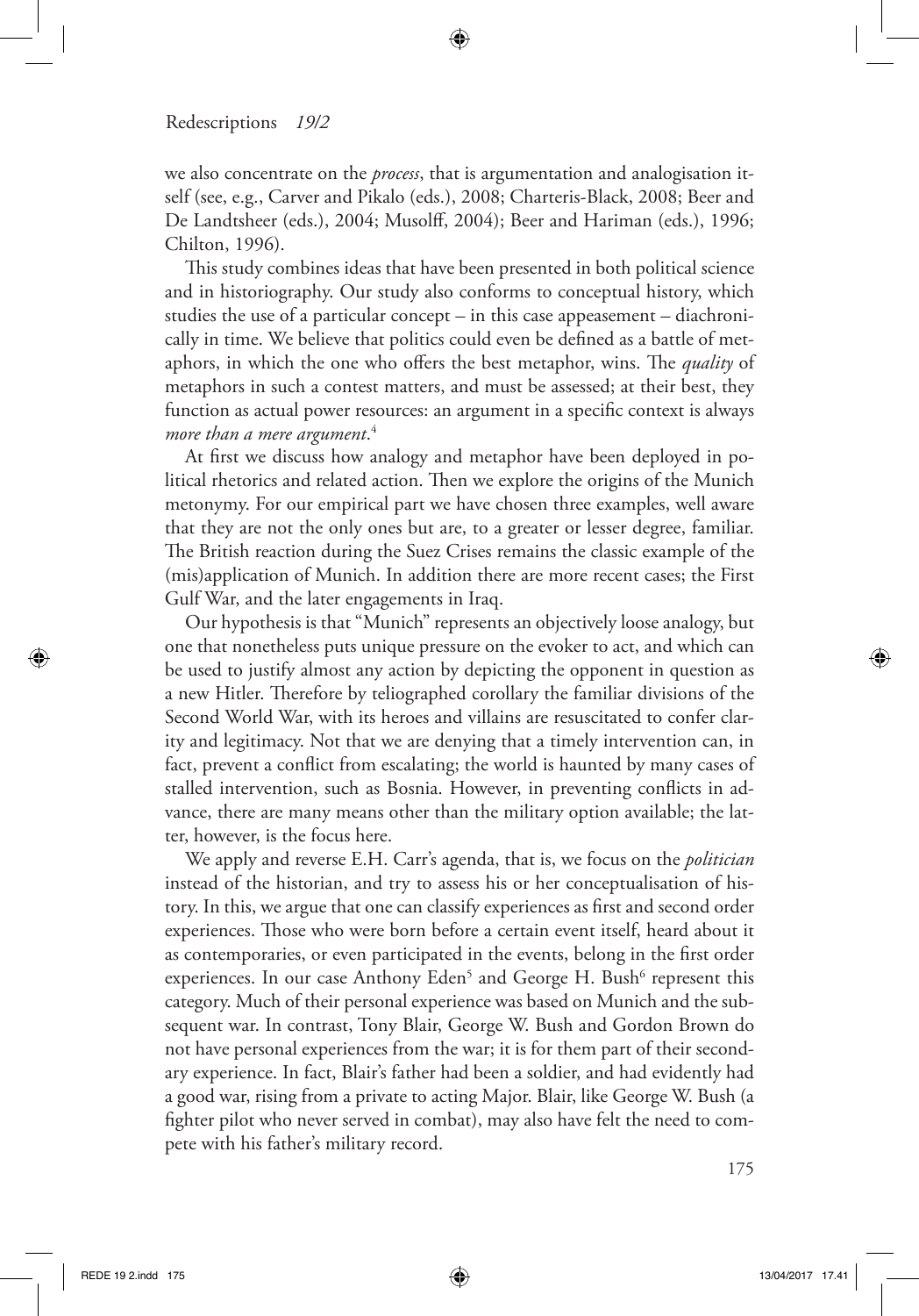we also concentrate on the *process*, that is argumentation and analogisation itself (see, e.g., Carver and Pikalo (eds.), 2008; Charteris-Black, 2008; Beer and De Landtsheer (eds.), 2004; Musolff, 2004); Beer and Hariman (eds.), 1996; Chilton, 1996).

This study combines ideas that have been presented in both political science and in historiography. Our study also conforms to conceptual history, which studies the use of a particular concept – in this case appeasement – diachronically in time. We believe that politics could even be defined as a battle of metaphors, in which the one who offers the best metaphor, wins. The *quality* of metaphors in such a contest matters, and must be assessed; at their best, they function as actual power resources: an argument in a specific context is always *more than a mere argument*.[4]

At first we discuss how analogy and metaphor have been deployed in political rhetorics and related action. Then we explore the origins of the Munich metonymy. For our empirical part we have chosen three examples, well aware that they are not the only ones but are, to a greater or lesser degree, familiar. The British reaction during the Suez Crises remains the classic example of the (mis)application of Munich. In addition there are more recent cases; the First Gulf War, and the later engagements in Iraq.

Our hypothesis is that "Munich" represents an objectively loose analogy, but one that nonetheless puts unique pressure on the evoker to act, and which can be used to justify almost any action by depicting the opponent in question as a new Hitler. Therefore by teliographed corollary the familiar divisions of the Second World War, with its heroes and villains are resuscitated to confer clarity and legitimacy. Not that we are denying that a timely intervention can, in fact, prevent a conflict from escalating; the world is haunted by many cases of stalled intervention, such as Bosnia. However, in preventing conflicts in advance, there are many means other than the military option available; the latter, however, is the focus here.

We apply and reverse E.H. Carr's agenda, that is, we focus on the *politician* instead of the historian, and try to assess his or her conceptualisation of history. In this, we argue that one can classify experiences as first and second order experiences. Those who were born before a certain event itself, heard about it as contemporaries, or even participated in the events, belong in the first order experiences. In our case Anthony Eden[5] and George H. Bush[6] represent this category. Much of their personal experience was based on Munich and the subsequent war. In contrast, Tony Blair, George W. Bush and Gordon Brown do not have personal experiences from the war; it is for them part of their secondary experience. In fact, Blair's father had been a soldier, and had evidently had a good war, rising from a private to acting Major. Blair, like George W. Bush (a fighter pilot who never served in combat), may also have felt the need to compete with his father's military record.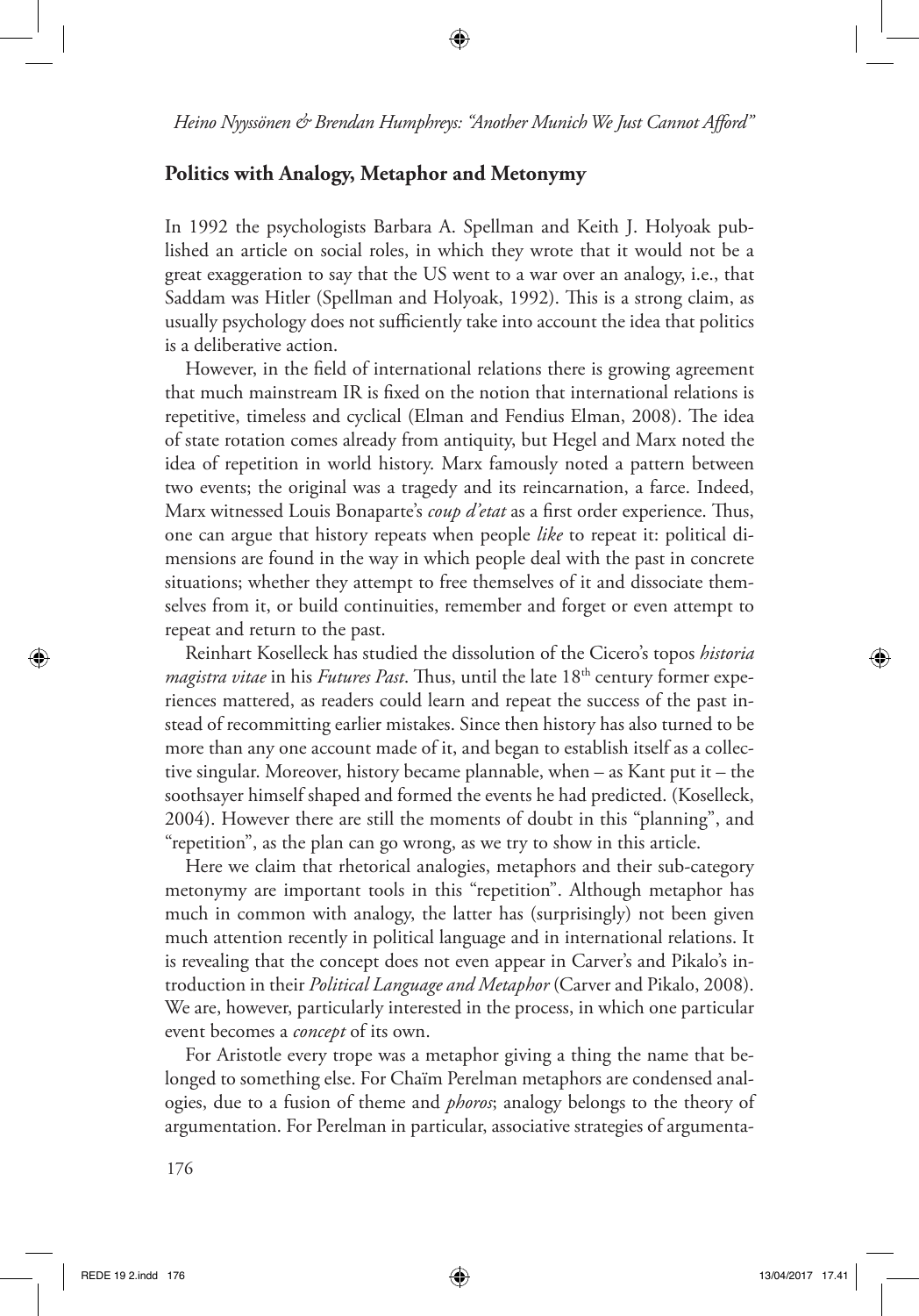## Politics with Analogy, Metaphor and Metonymy

In 1992 the psychologists Barbara A. Spellman and Keith J. Holyoak published an article on social roles, in which they wrote that it would not be a great exaggeration to say that the US went to a war over an analogy, i.e., that Saddam was Hitler (Spellman and Holyoak, 1992). This is a strong claim, as usually psychology does not sufficiently take into account the idea that politics is a deliberative action.

However, in the field of international relations there is growing agreement that much mainstream IR is fixed on the notion that international relations is repetitive, timeless and cyclical (Elman and Fendius Elman, 2008). The idea of state rotation comes already from antiquity, but Hegel and Marx noted the idea of repetition in world history. Marx famously noted a pattern between two events; the original was a tragedy and its reincarnation, a farce. Indeed, Marx witnessed Louis Bonaparte's *coup d'etat* as a first order experience. Thus, one can argue that history repeats when people *like* to repeat it: political dimensions are found in the way in which people deal with the past in concrete situations; whether they attempt to free themselves of it and dissociate themselves from it, or build continuities, remember and forget or even attempt to repeat and return to the past.

Reinhart Koselleck has studied the dissolution of the Cicero's topos *historia magistra vitae* in his *Futures Past*. Thus, until the late 18th century former experiences mattered, as readers could learn and repeat the success of the past instead of recommitting earlier mistakes. Since then history has also turned to be more than any one account made of it, and began to establish itself as a collective singular. Moreover, history became plannable, when – as Kant put it – the soothsayer himself shaped and formed the events he had predicted. (Koselleck, 2004). However there are still the moments of doubt in this "planning", and "repetition", as the plan can go wrong, as we try to show in this article.

Here we claim that rhetorical analogies, metaphors and their sub-category metonymy are important tools in this "repetition". Although metaphor has much in common with analogy, the latter has (surprisingly) not been given much attention recently in political language and in international relations. It is revealing that the concept does not even appear in Carver's and Pikalo's introduction in their *Political Language and Metaphor* (Carver and Pikalo, 2008). We are, however, particularly interested in the process, in which one particular event becomes a *concept* of its own.

For Aristotle every trope was a metaphor giving a thing the name that belonged to something else. For Chaïm Perelman metaphors are condensed analogies, due to a fusion of theme and *phoros*; analogy belongs to the theory of argumentation. For Perelman in particular, associative strategies of argumenta-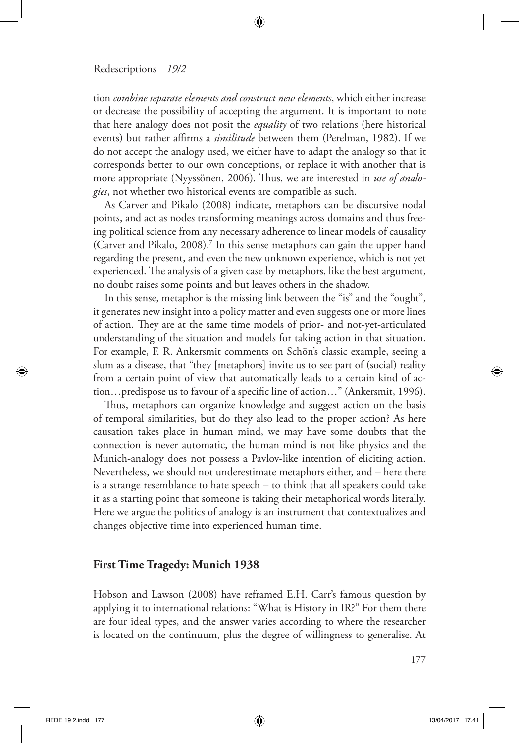tion *combine separate elements and construct new elements*, which either increase or decrease the possibility of accepting the argument. It is important to note that here analogy does not posit the *equality* of two relations (here historical events) but rather affirms a *similitude* between them (Perelman, 1982). If we do not accept the analogy used, we either have to adapt the analogy so that it corresponds better to our own conceptions, or replace it with another that is more appropriate (Nyyssönen, 2006). Thus, we are interested in *use of analogies*, not whether two historical events are compatible as such.

As Carver and Pikalo (2008) indicate, metaphors can be discursive nodal points, and act as nodes transforming meanings across domains and thus freeing political science from any necessary adherence to linear models of causality (Carver and Pikalo, 2008).[7] In this sense metaphors can gain the upper hand regarding the present, and even the new unknown experience, which is not yet experienced. The analysis of a given case by metaphors, like the best argument, no doubt raises some points and but leaves others in the shadow.

In this sense, metaphor is the missing link between the "is" and the "ought", it generates new insight into a policy matter and even suggests one or more lines of action. They are at the same time models of prior- and not-yet-articulated understanding of the situation and models for taking action in that situation. For example, F. R. Ankersmit comments on Schön's classic example, seeing a slum as a disease, that "they [metaphors] invite us to see part of (social) reality from a certain point of view that automatically leads to a certain kind of action…predispose us to favour of a specific line of action…" (Ankersmit, 1996).

Thus, metaphors can organize knowledge and suggest action on the basis of temporal similarities, but do they also lead to the proper action? As here causation takes place in human mind, we may have some doubts that the connection is never automatic, the human mind is not like physics and the Munich-analogy does not possess a Pavlov-like intention of eliciting action. Nevertheless, we should not underestimate metaphors either, and – here there is a strange resemblance to hate speech – to think that all speakers could take it as a starting point that someone is taking their metaphorical words literally. Here we argue the politics of analogy is an instrument that contextualizes and changes objective time into experienced human time.

## First Time Tragedy: Munich 1938

Hobson and Lawson (2008) have reframed E.H. Carr's famous question by applying it to international relations: "What is History in IR?" For them there are four ideal types, and the answer varies according to where the researcher is located on the continuum, plus the degree of willingness to generalise. At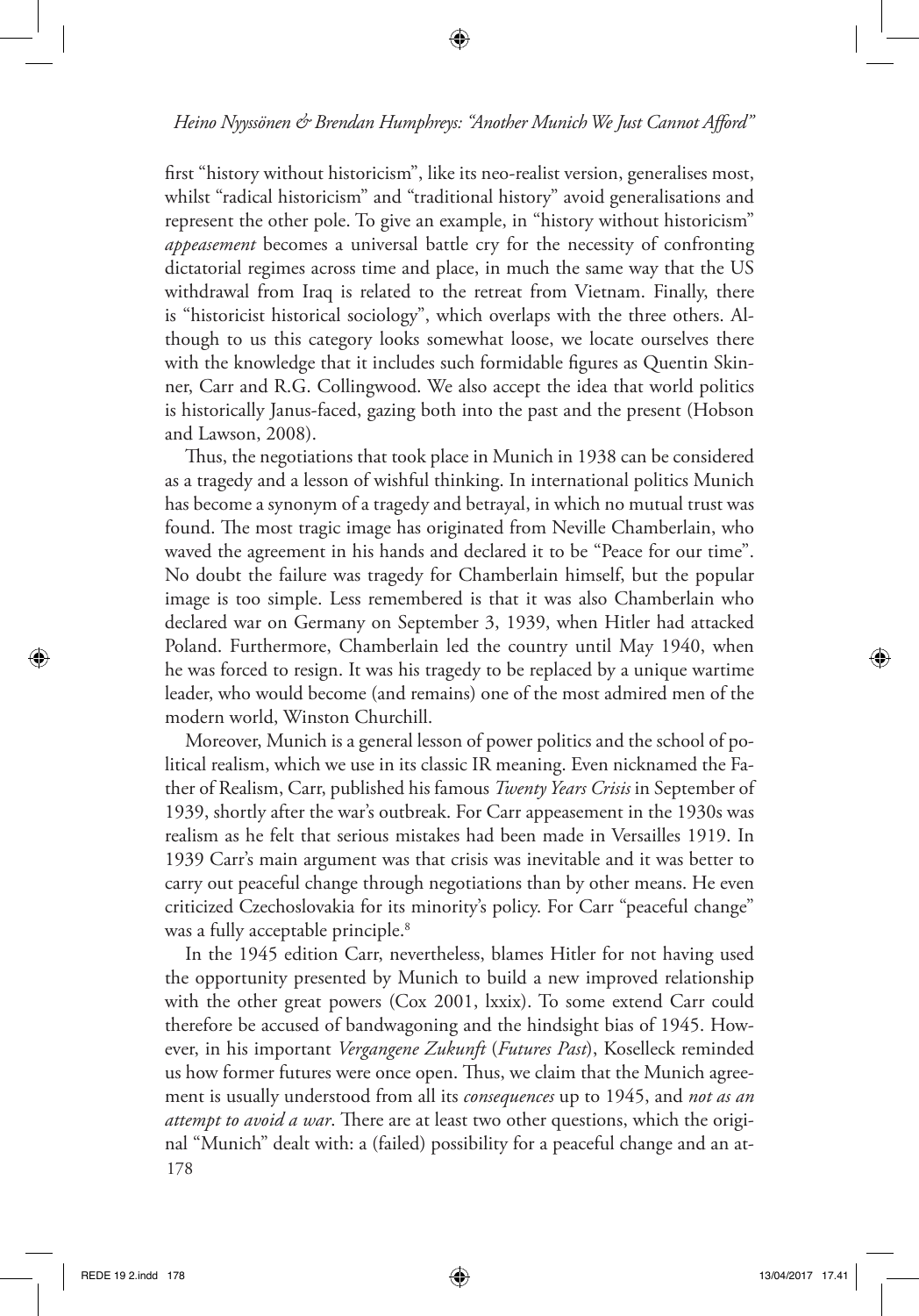first "history without historicism", like its neo-realist version, generalises most, whilst "radical historicism" and "traditional history" avoid generalisations and represent the other pole. To give an example, in "history without historicism" *appeasement* becomes a universal battle cry for the necessity of confronting dictatorial regimes across time and place, in much the same way that the US withdrawal from Iraq is related to the retreat from Vietnam. Finally, there is "historicist historical sociology", which overlaps with the three others. Although to us this category looks somewhat loose, we locate ourselves there with the knowledge that it includes such formidable figures as Quentin Skinner, Carr and R.G. Collingwood. We also accept the idea that world politics is historically Janus-faced, gazing both into the past and the present (Hobson and Lawson, 2008).

Thus, the negotiations that took place in Munich in 1938 can be considered as a tragedy and a lesson of wishful thinking. In international politics Munich has become a synonym of a tragedy and betrayal, in which no mutual trust was found. The most tragic image has originated from Neville Chamberlain, who waved the agreement in his hands and declared it to be "Peace for our time". No doubt the failure was tragedy for Chamberlain himself, but the popular image is too simple. Less remembered is that it was also Chamberlain who declared war on Germany on September 3, 1939, when Hitler had attacked Poland. Furthermore, Chamberlain led the country until May 1940, when he was forced to resign. It was his tragedy to be replaced by a unique wartime leader, who would become (and remains) one of the most admired men of the modern world, Winston Churchill.

Moreover, Munich is a general lesson of power politics and the school of political realism, which we use in its classic IR meaning. Even nicknamed the Father of Realism, Carr, published his famous *Twenty Years Crisis* in September of 1939, shortly after the war's outbreak. For Carr appeasement in the 1930s was realism as he felt that serious mistakes had been made in Versailles 1919. In 1939 Carr's main argument was that crisis was inevitable and it was better to carry out peaceful change through negotiations than by other means. He even criticized Czechoslovakia for its minority's policy. For Carr "peaceful change" was a fully acceptable principle.[8]

In the 1945 edition Carr, nevertheless, blames Hitler for not having used the opportunity presented by Munich to build a new improved relationship with the other great powers (Cox 2001, lxxix). To some extend Carr could therefore be accused of bandwagoning and the hindsight bias of 1945. However, in his important *Vergangene Zukunft* (*Futures Past*), Koselleck reminded us how former futures were once open. Thus, we claim that the Munich agreement is usually understood from all its *consequences* up to 1945, and *not as an attempt to avoid a war*. There are at least two other questions, which the original "Munich" dealt with: a (failed) possibility for a peaceful change and an at-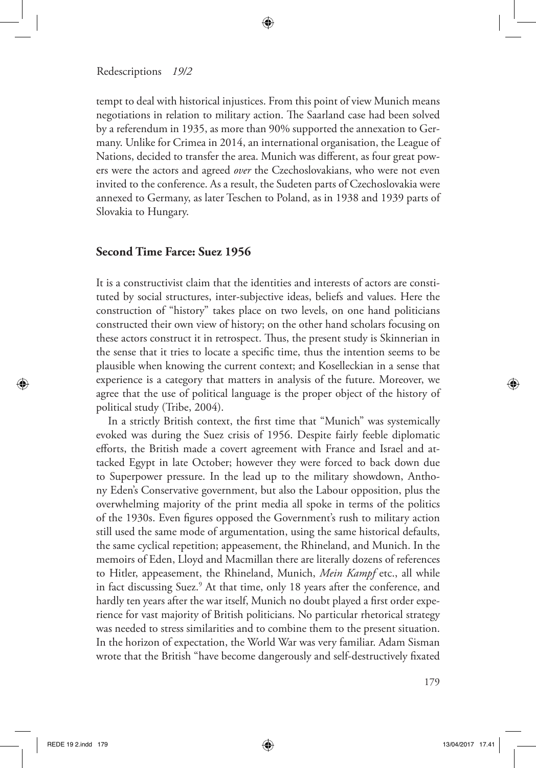tempt to deal with historical injustices. From this point of view Munich means negotiations in relation to military action. The Saarland case had been solved by a referendum in 1935, as more than 90% supported the annexation to Germany. Unlike for Crimea in 2014, an international organisation, the League of Nations, decided to transfer the area. Munich was different, as four great powers were the actors and agreed *over* the Czechoslovakians, who were not even invited to the conference. As a result, the Sudeten parts of Czechoslovakia were annexed to Germany, as later Teschen to Poland, as in 1938 and 1939 parts of Slovakia to Hungary.

## Second Time Farce: Suez 1956

It is a constructivist claim that the identities and interests of actors are constituted by social structures, inter-subjective ideas, beliefs and values. Here the construction of "history" takes place on two levels, on one hand politicians constructed their own view of history; on the other hand scholars focusing on these actors construct it in retrospect. Thus, the present study is Skinnerian in the sense that it tries to locate a specific time, thus the intention seems to be plausible when knowing the current context; and Koselleckian in a sense that experience is a category that matters in analysis of the future. Moreover, we agree that the use of political language is the proper object of the history of political study (Tribe, 2004).

In a strictly British context, the first time that "Munich" was systemically evoked was during the Suez crisis of 1956. Despite fairly feeble diplomatic efforts, the British made a covert agreement with France and Israel and attacked Egypt in late October; however they were forced to back down due to Superpower pressure. In the lead up to the military showdown, Anthony Eden's Conservative government, but also the Labour opposition, plus the overwhelming majority of the print media all spoke in terms of the politics of the 1930s. Even figures opposed the Government's rush to military action still used the same mode of argumentation, using the same historical defaults, the same cyclical repetition; appeasement, the Rhineland, and Munich. In the memoirs of Eden, Lloyd and Macmillan there are literally dozens of references to Hitler, appeasement, the Rhineland, Munich, *Mein Kampf* etc., all while in fact discussing Suez.[9] At that time, only 18 years after the conference, and hardly ten years after the war itself, Munich no doubt played a first order experience for vast majority of British politicians. No particular rhetorical strategy was needed to stress similarities and to combine them to the present situation. In the horizon of expectation, the World War was very familiar. Adam Sisman wrote that the British "have become dangerously and self-destructively fixated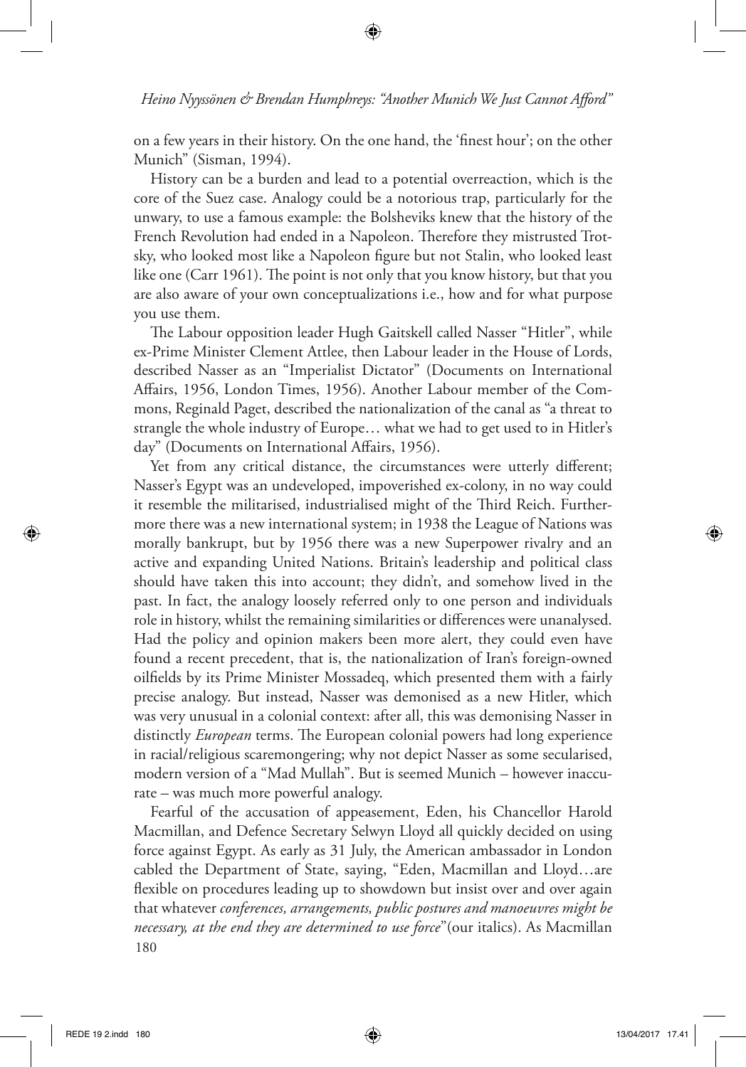on a few years in their history. On the one hand, the 'finest hour'; on the other Munich" (Sisman, 1994).

History can be a burden and lead to a potential overreaction, which is the core of the Suez case. Analogy could be a notorious trap, particularly for the unwary, to use a famous example: the Bolsheviks knew that the history of the French Revolution had ended in a Napoleon. Therefore they mistrusted Trotsky, who looked most like a Napoleon figure but not Stalin, who looked least like one (Carr 1961). The point is not only that you know history, but that you are also aware of your own conceptualizations i.e., how and for what purpose you use them.

The Labour opposition leader Hugh Gaitskell called Nasser "Hitler", while ex-Prime Minister Clement Attlee, then Labour leader in the House of Lords, described Nasser as an "Imperialist Dictator" (Documents on International Affairs, 1956, London Times, 1956). Another Labour member of the Commons, Reginald Paget, described the nationalization of the canal as "a threat to strangle the whole industry of Europe… what we had to get used to in Hitler's day" (Documents on International Affairs, 1956).

Yet from any critical distance, the circumstances were utterly different; Nasser's Egypt was an undeveloped, impoverished ex-colony, in no way could it resemble the militarised, industrialised might of the Third Reich. Furthermore there was a new international system; in 1938 the League of Nations was morally bankrupt, but by 1956 there was a new Superpower rivalry and an active and expanding United Nations. Britain's leadership and political class should have taken this into account; they didn't, and somehow lived in the past. In fact, the analogy loosely referred only to one person and individuals role in history, whilst the remaining similarities or differences were unanalysed. Had the policy and opinion makers been more alert, they could even have found a recent precedent, that is, the nationalization of Iran's foreign-owned oilfields by its Prime Minister Mossadeq, which presented them with a fairly precise analogy. But instead, Nasser was demonised as a new Hitler, which was very unusual in a colonial context: after all, this was demonising Nasser in distinctly *European* terms. The European colonial powers had long experience in racial/religious scaremongering; why not depict Nasser as some secularised, modern version of a "Mad Mullah". But is seemed Munich – however inaccurate – was much more powerful analogy.

Fearful of the accusation of appeasement, Eden, his Chancellor Harold Macmillan, and Defence Secretary Selwyn Lloyd all quickly decided on using force against Egypt. As early as 31 July, the American ambassador in London cabled the Department of State, saying, "Eden, Macmillan and Lloyd…are flexible on procedures leading up to showdown but insist over and over again that whatever *conferences, arrangements, public postures and manoeuvres might be necessary, at the end they are determined to use force*"(our italics). As Macmillan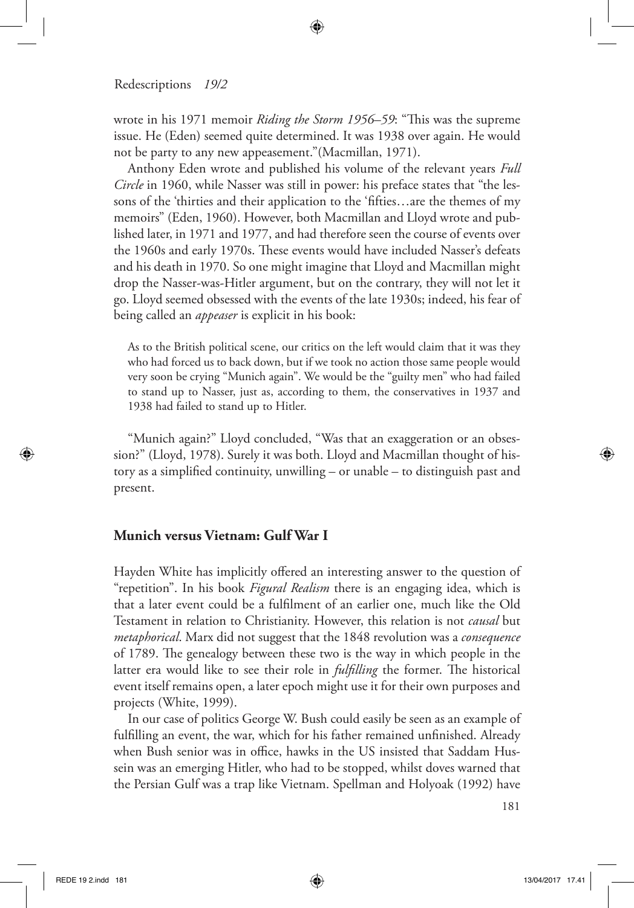wrote in his 1971 memoir *Riding the Storm 1956–59*: "This was the supreme issue. He (Eden) seemed quite determined. It was 1938 over again. He would not be party to any new appeasement."(Macmillan, 1971).

Anthony Eden wrote and published his volume of the relevant years *Full Circle* in 1960, while Nasser was still in power: his preface states that "the lessons of the 'thirties and their application to the 'fifties…are the themes of my memoirs" (Eden, 1960). However, both Macmillan and Lloyd wrote and published later, in 1971 and 1977, and had therefore seen the course of events over the 1960s and early 1970s. These events would have included Nasser's defeats and his death in 1970. So one might imagine that Lloyd and Macmillan might drop the Nasser-was-Hitler argument, but on the contrary, they will not let it go. Lloyd seemed obsessed with the events of the late 1930s; indeed, his fear of being called an *appeaser* is explicit in his book:

> As to the British political scene, our critics on the left would claim that it was they who had forced us to back down, but if we took no action those same people would very soon be crying "Munich again". We would be the "guilty men" who had failed to stand up to Nasser, just as, according to them, the conservatives in 1937 and 1938 had failed to stand up to Hitler.

"Munich again?" Lloyd concluded, "Was that an exaggeration or an obsession?" (Lloyd, 1978). Surely it was both. Lloyd and Macmillan thought of history as a simplified continuity, unwilling – or unable – to distinguish past and present.

## Munich versus Vietnam: Gulf War I

Hayden White has implicitly offered an interesting answer to the question of "repetition". In his book *Figural Realism* there is an engaging idea, which is that a later event could be a fulfilment of an earlier one, much like the Old Testament in relation to Christianity. However, this relation is not *causal* but *metaphorical*. Marx did not suggest that the 1848 revolution was a *consequence* of 1789. The genealogy between these two is the way in which people in the latter era would like to see their role in *fulfilling* the former. The historical event itself remains open, a later epoch might use it for their own purposes and projects (White, 1999).

In our case of politics George W. Bush could easily be seen as an example of fulfilling an event, the war, which for his father remained unfinished. Already when Bush senior was in office, hawks in the US insisted that Saddam Hussein was an emerging Hitler, who had to be stopped, whilst doves warned that the Persian Gulf was a trap like Vietnam. Spellman and Holyoak (1992) have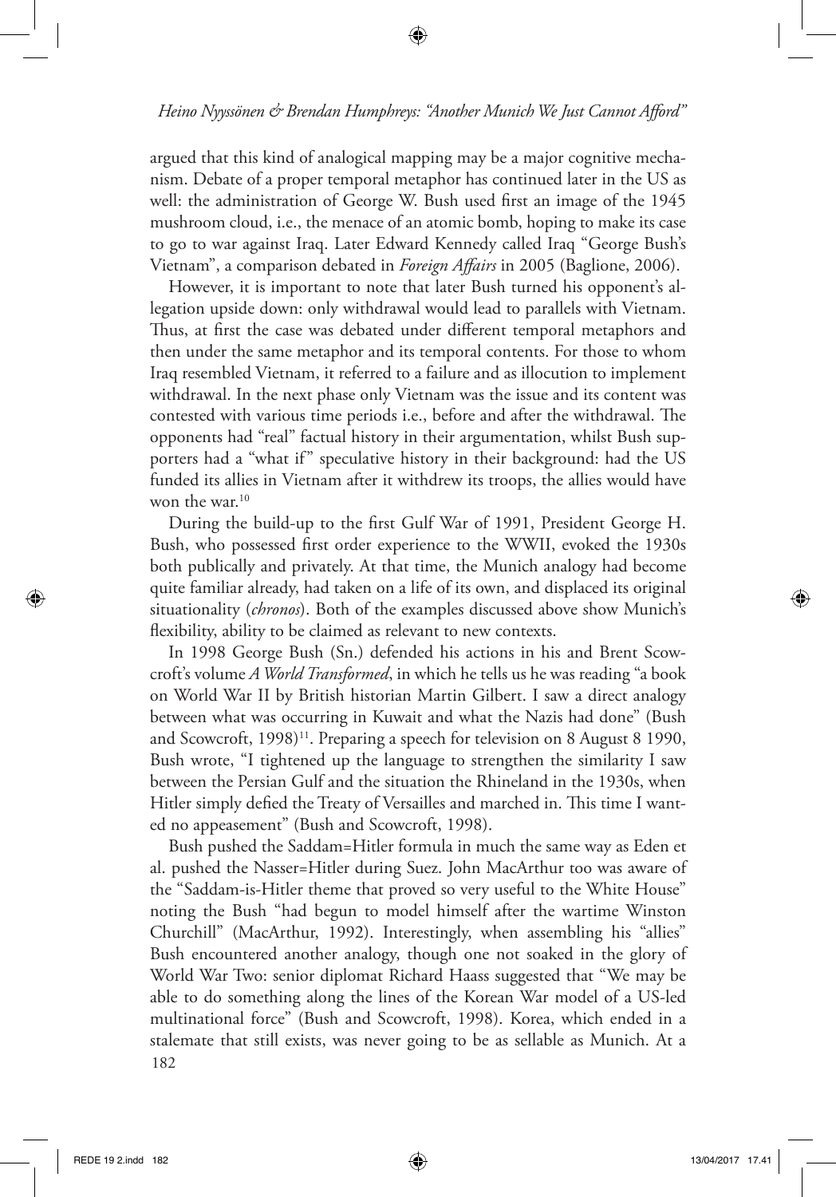argued that this kind of analogical mapping may be a major cognitive mechanism. Debate of a proper temporal metaphor has continued later in the US as well: the administration of George W. Bush used first an image of the 1945 mushroom cloud, i.e., the menace of an atomic bomb, hoping to make its case to go to war against Iraq. Later Edward Kennedy called Iraq "George Bush's Vietnam", a comparison debated in *Foreign Affairs* in 2005 (Baglione, 2006).

However, it is important to note that later Bush turned his opponent's allegation upside down: only withdrawal would lead to parallels with Vietnam. Thus, at first the case was debated under different temporal metaphors and then under the same metaphor and its temporal contents. For those to whom Iraq resembled Vietnam, it referred to a failure and as illocution to implement withdrawal. In the next phase only Vietnam was the issue and its content was contested with various time periods i.e., before and after the withdrawal. The opponents had "real" factual history in their argumentation, whilst Bush supporters had a "what if" speculative history in their background: had the US funded its allies in Vietnam after it withdrew its troops, the allies would have won the war.[10]

During the build-up to the first Gulf War of 1991, President George H. Bush, who possessed first order experience to the WWII, evoked the 1930s both publically and privately. At that time, the Munich analogy had become quite familiar already, had taken on a life of its own, and displaced its original situationality (*chronos*). Both of the examples discussed above show Munich's flexibility, ability to be claimed as relevant to new contexts.

In 1998 George Bush (Sn.) defended his actions in his and Brent Scowcroft's volume *A World Transformed*, in which he tells us he was reading "a book on World War II by British historian Martin Gilbert. I saw a direct analogy between what was occurring in Kuwait and what the Nazis had done" (Bush and Scowcroft, 1998)[11]. Preparing a speech for television on 8 August 8 1990, Bush wrote, "I tightened up the language to strengthen the similarity I saw between the Persian Gulf and the situation the Rhineland in the 1930s, when Hitler simply defied the Treaty of Versailles and marched in. This time I wanted no appeasement" (Bush and Scowcroft, 1998).

Bush pushed the Saddam=Hitler formula in much the same way as Eden et al. pushed the Nasser=Hitler during Suez. John MacArthur too was aware of the "Saddam-is-Hitler theme that proved so very useful to the White House" noting the Bush "had begun to model himself after the wartime Winston Churchill" (MacArthur, 1992). Interestingly, when assembling his "allies" Bush encountered another analogy, though one not soaked in the glory of World War Two: senior diplomat Richard Haass suggested that "We may be able to do something along the lines of the Korean War model of a US-led multinational force" (Bush and Scowcroft, 1998). Korea, which ended in a stalemate that still exists, was never going to be as sellable as Munich. At a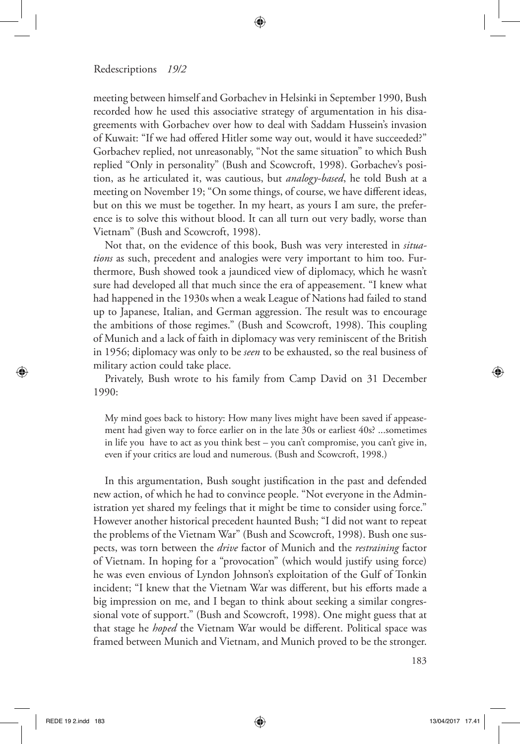meeting between himself and Gorbachev in Helsinki in September 1990, Bush recorded how he used this associative strategy of argumentation in his disagreements with Gorbachev over how to deal with Saddam Hussein's invasion of Kuwait: "If we had offered Hitler some way out, would it have succeeded?" Gorbachev replied, not unreasonably, "Not the same situation" to which Bush replied "Only in personality" (Bush and Scowcroft, 1998). Gorbachev's position, as he articulated it, was cautious, but *analogy-based*, he told Bush at a meeting on November 19; "On some things, of course, we have different ideas, but on this we must be together. In my heart, as yours I am sure, the preference is to solve this without blood. It can all turn out very badly, worse than Vietnam" (Bush and Scowcroft, 1998).

Not that, on the evidence of this book, Bush was very interested in *situations* as such, precedent and analogies were very important to him too. Furthermore, Bush showed took a jaundiced view of diplomacy, which he wasn't sure had developed all that much since the era of appeasement. "I knew what had happened in the 1930s when a weak League of Nations had failed to stand up to Japanese, Italian, and German aggression. The result was to encourage the ambitions of those regimes." (Bush and Scowcroft, 1998). This coupling of Munich and a lack of faith in diplomacy was very reminiscent of the British in 1956; diplomacy was only to be *seen* to be exhausted, so the real business of military action could take place.

Privately, Bush wrote to his family from Camp David on 31 December 1990:

> My mind goes back to history: How many lives might have been saved if appeasement had given way to force earlier on in the late 30s or earliest 40s? ...sometimes in life you have to act as you think best – you can't compromise, you can't give in, even if your critics are loud and numerous. (Bush and Scowcroft, 1998.)

In this argumentation, Bush sought justification in the past and defended new action, of which he had to convince people. "Not everyone in the Administration yet shared my feelings that it might be time to consider using force." However another historical precedent haunted Bush; "I did not want to repeat the problems of the Vietnam War" (Bush and Scowcroft, 1998). Bush one suspects, was torn between the *drive* factor of Munich and the *restraining* factor of Vietnam. In hoping for a "provocation" (which would justify using force) he was even envious of Lyndon Johnson's exploitation of the Gulf of Tonkin incident; "I knew that the Vietnam War was different, but his efforts made a big impression on me, and I began to think about seeking a similar congressional vote of support." (Bush and Scowcroft, 1998). One might guess that at that stage he *hoped* the Vietnam War would be different. Political space was framed between Munich and Vietnam, and Munich proved to be the stronger.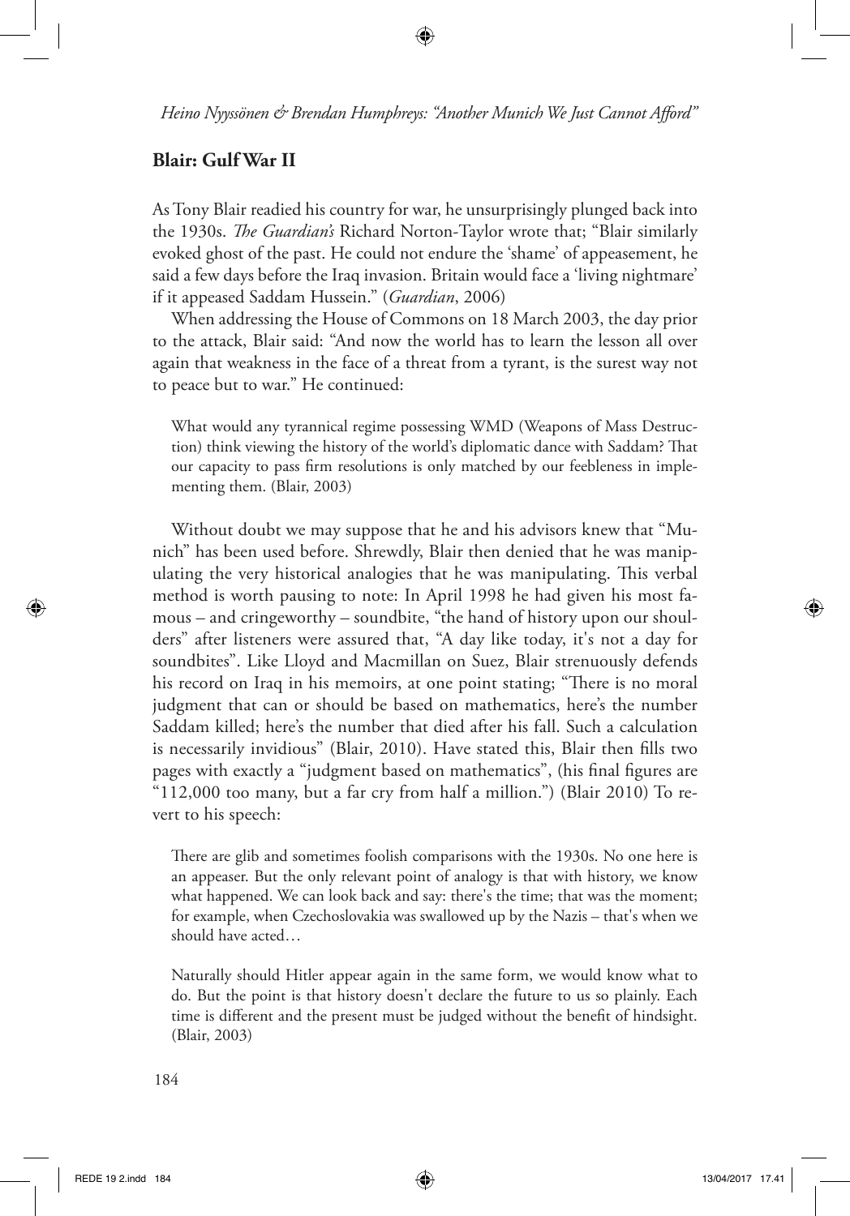## Blair: Gulf War II

As Tony Blair readied his country for war, he unsurprisingly plunged back into the 1930s. *The Guardian's* Richard Norton-Taylor wrote that; "Blair similarly evoked ghost of the past. He could not endure the 'shame' of appeasement, he said a few days before the Iraq invasion. Britain would face a 'living nightmare' if it appeased Saddam Hussein." (*Guardian*, 2006)

When addressing the House of Commons on 18 March 2003, the day prior to the attack, Blair said: "And now the world has to learn the lesson all over again that weakness in the face of a threat from a tyrant, is the surest way not to peace but to war." He continued:

> What would any tyrannical regime possessing WMD (Weapons of Mass Destruction) think viewing the history of the world's diplomatic dance with Saddam? That our capacity to pass firm resolutions is only matched by our feebleness in implementing them. (Blair, 2003)

Without doubt we may suppose that he and his advisors knew that "Munich" has been used before. Shrewdly, Blair then denied that he was manipulating the very historical analogies that he was manipulating. This verbal method is worth pausing to note: In April 1998 he had given his most famous – and cringeworthy – soundbite, "the hand of history upon our shoulders" after listeners were assured that, "A day like today, it's not a day for soundbites". Like Lloyd and Macmillan on Suez, Blair strenuously defends his record on Iraq in his memoirs, at one point stating; "There is no moral judgment that can or should be based on mathematics, here's the number Saddam killed; here's the number that died after his fall. Such a calculation is necessarily invidious" (Blair, 2010). Have stated this, Blair then fills two pages with exactly a "judgment based on mathematics", (his final figures are "112,000 too many, but a far cry from half a million.") (Blair 2010) To revert to his speech:

> There are glib and sometimes foolish comparisons with the 1930s. No one here is an appeaser. But the only relevant point of analogy is that with history, we know what happened. We can look back and say: there's the time; that was the moment; for example, when Czechoslovakia was swallowed up by the Nazis – that's when we should have acted…
>
> Naturally should Hitler appear again in the same form, we would know what to do. But the point is that history doesn't declare the future to us so plainly. Each time is different and the present must be judged without the benefit of hindsight. (Blair, 2003)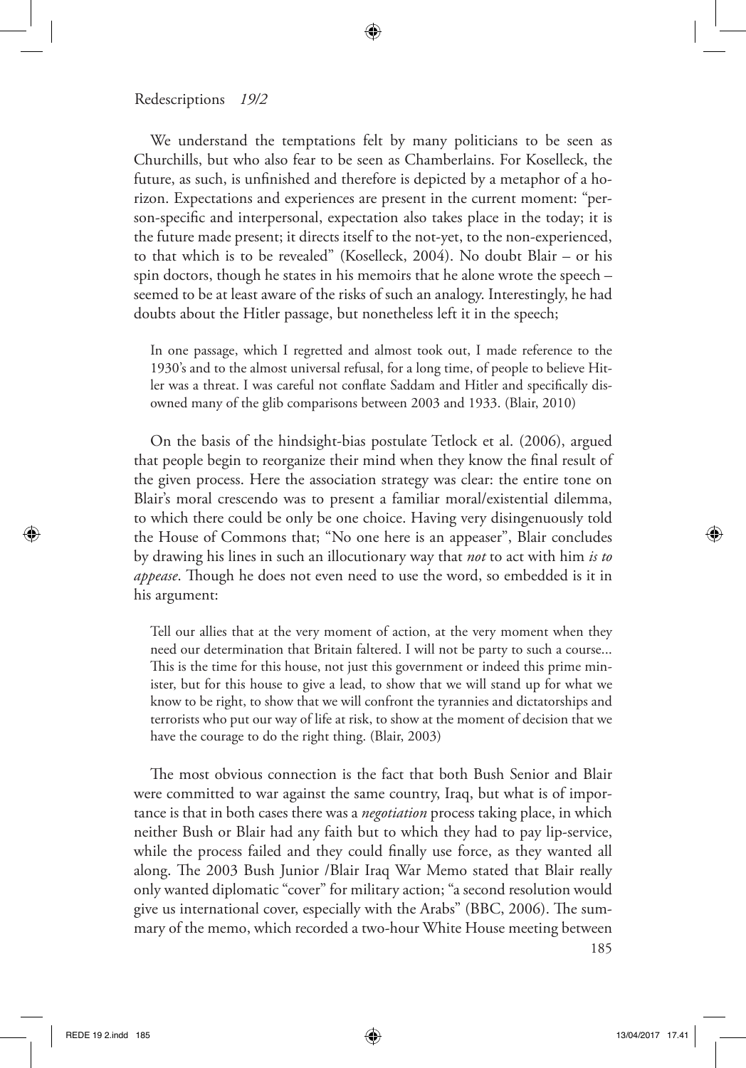We understand the temptations felt by many politicians to be seen as Churchills, but who also fear to be seen as Chamberlains. For Koselleck, the future, as such, is unfinished and therefore is depicted by a metaphor of a horizon. Expectations and experiences are present in the current moment: "person-specific and interpersonal, expectation also takes place in the today; it is the future made present; it directs itself to the not-yet, to the non-experienced, to that which is to be revealed" (Koselleck, 2004). No doubt Blair – or his spin doctors, though he states in his memoirs that he alone wrote the speech – seemed to be at least aware of the risks of such an analogy. Interestingly, he had doubts about the Hitler passage, but nonetheless left it in the speech;

> In one passage, which I regretted and almost took out, I made reference to the 1930's and to the almost universal refusal, for a long time, of people to believe Hitler was a threat. I was careful not conflate Saddam and Hitler and specifically disowned many of the glib comparisons between 2003 and 1933. (Blair, 2010)

On the basis of the hindsight-bias postulate Tetlock et al. (2006), argued that people begin to reorganize their mind when they know the final result of the given process. Here the association strategy was clear: the entire tone on Blair's moral crescendo was to present a familiar moral/existential dilemma, to which there could be only be one choice. Having very disingenuously told the House of Commons that; "No one here is an appeaser", Blair concludes by drawing his lines in such an illocutionary way that *not* to act with him *is to appease*. Though he does not even need to use the word, so embedded is it in his argument:

> Tell our allies that at the very moment of action, at the very moment when they need our determination that Britain faltered. I will not be party to such a course... This is the time for this house, not just this government or indeed this prime minister, but for this house to give a lead, to show that we will stand up for what we know to be right, to show that we will confront the tyrannies and dictatorships and terrorists who put our way of life at risk, to show at the moment of decision that we have the courage to do the right thing. (Blair, 2003)

The most obvious connection is the fact that both Bush Senior and Blair were committed to war against the same country, Iraq, but what is of importance is that in both cases there was a *negotiation* process taking place, in which neither Bush or Blair had any faith but to which they had to pay lip-service, while the process failed and they could finally use force, as they wanted all along. The 2003 Bush Junior /Blair Iraq War Memo stated that Blair really only wanted diplomatic "cover" for military action; "a second resolution would give us international cover, especially with the Arabs" (BBC, 2006). The summary of the memo, which recorded a two-hour White House meeting between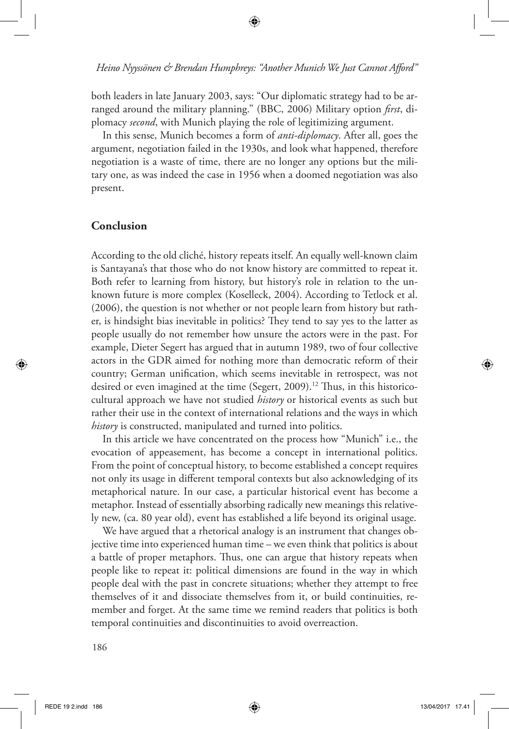both leaders in late January 2003, says: "Our diplomatic strategy had to be arranged around the military planning." (BBC, 2006) Military option *first*, diplomacy *second*, with Munich playing the role of legitimizing argument.

In this sense, Munich becomes a form of *anti-diplomacy*. After all, goes the argument, negotiation failed in the 1930s, and look what happened, therefore negotiation is a waste of time, there are no longer any options but the military one, as was indeed the case in 1956 when a doomed negotiation was also present.

## Conclusion

According to the old cliché, history repeats itself. An equally well-known claim is Santayana's that those who do not know history are committed to repeat it. Both refer to learning from history, but history's role in relation to the unknown future is more complex (Koselleck, 2004). According to Tetlock et al. (2006), the question is not whether or not people learn from history but rather, is hindsight bias inevitable in politics? They tend to say yes to the latter as people usually do not remember how unsure the actors were in the past. For example, Dieter Segert has argued that in autumn 1989, two of four collective actors in the GDR aimed for nothing more than democratic reform of their country; German unification, which seems inevitable in retrospect, was not desired or even imagined at the time (Segert, 2009).[12] Thus, in this historicocultural approach we have not studied *history* or historical events as such but rather their use in the context of international relations and the ways in which *history* is constructed, manipulated and turned into politics.

In this article we have concentrated on the process how "Munich" i.e., the evocation of appeasement, has become a concept in international politics. From the point of conceptual history, to become established a concept requires not only its usage in different temporal contexts but also acknowledging of its metaphorical nature. In our case, a particular historical event has become a metaphor. Instead of essentially absorbing radically new meanings this relatively new, (ca. 80 year old), event has established a life beyond its original usage.

We have argued that a rhetorical analogy is an instrument that changes objective time into experienced human time – we even think that politics is about a battle of proper metaphors. Thus, one can argue that history repeats when people like to repeat it: political dimensions are found in the way in which people deal with the past in concrete situations; whether they attempt to free themselves of it and dissociate themselves from it, or build continuities, remember and forget. At the same time we remind readers that politics is both temporal continuities and discontinuities to avoid overreaction.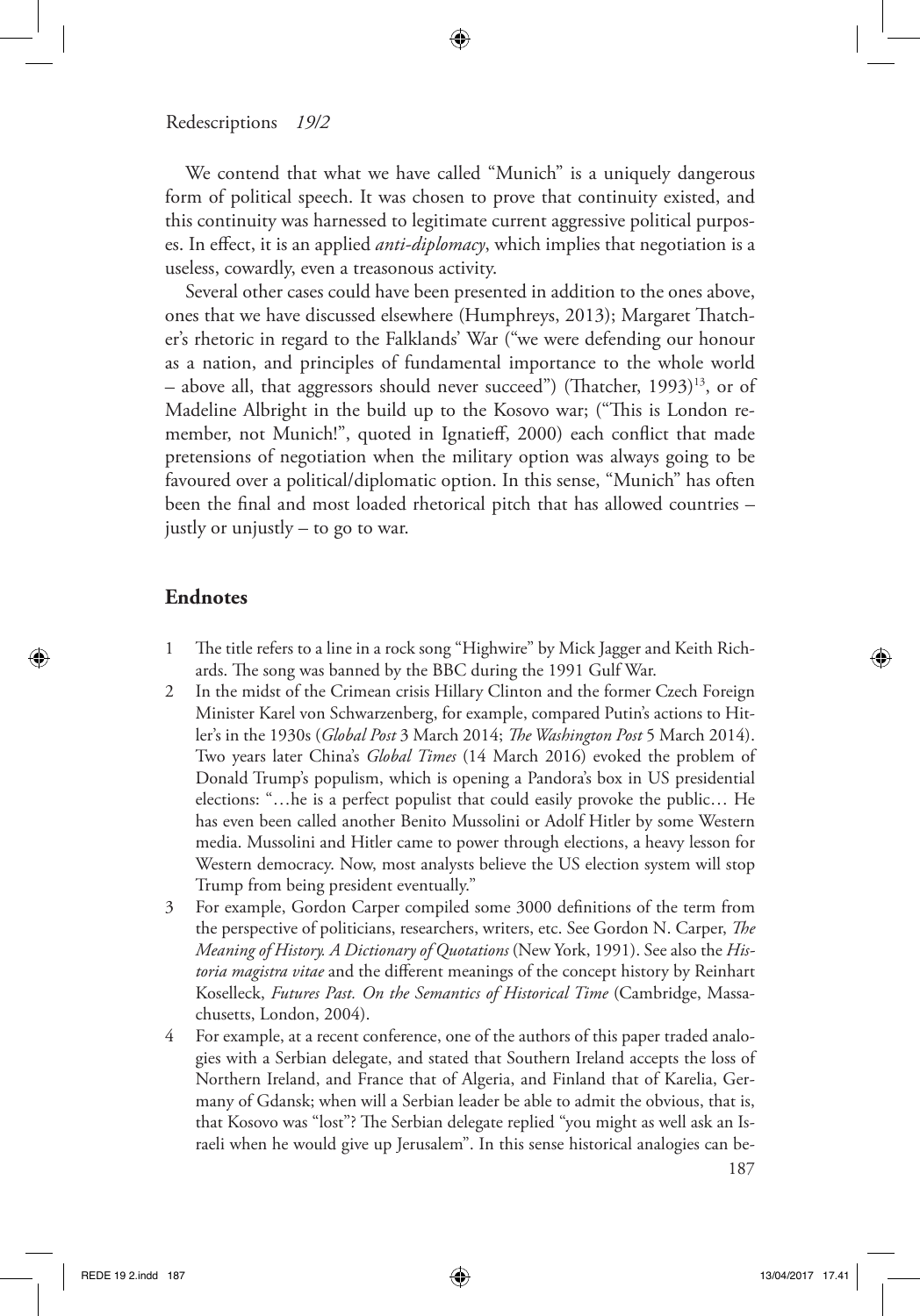We contend that what we have called "Munich" is a uniquely dangerous form of political speech. It was chosen to prove that continuity existed, and this continuity was harnessed to legitimate current aggressive political purposes. In effect, it is an applied *anti-diplomacy*, which implies that negotiation is a useless, cowardly, even a treasonous activity.

Several other cases could have been presented in addition to the ones above, ones that we have discussed elsewhere (Humphreys, 2013); Margaret Thatcher's rhetoric in regard to the Falklands' War ("we were defending our honour as a nation, and principles of fundamental importance to the whole world – above all, that aggressors should never succeed") (Thatcher, 1993)[13], or of Madeline Albright in the build up to the Kosovo war; ("This is London remember, not Munich!", quoted in Ignatieff, 2000) each conflict that made pretensions of negotiation when the military option was always going to be favoured over a political/diplomatic option. In this sense, "Munich" has often been the final and most loaded rhetorical pitch that has allowed countries – justly or unjustly – to go to war.

## Endnotes

1. The title refers to a line in a rock song "Highwire" by Mick Jagger and Keith Richards. The song was banned by the BBC during the 1991 Gulf War.
2. In the midst of the Crimean crisis Hillary Clinton and the former Czech Foreign Minister Karel von Schwarzenberg, for example, compared Putin's actions to Hitler's in the 1930s (*Global Post* 3 March 2014; *The Washington Post* 5 March 2014). Two years later China's *Global Times* (14 March 2016) evoked the problem of Donald Trump's populism, which is opening a Pandora's box in US presidential elections: "…he is a perfect populist that could easily provoke the public… He has even been called another Benito Mussolini or Adolf Hitler by some Western media. Mussolini and Hitler came to power through elections, a heavy lesson for Western democracy. Now, most analysts believe the US election system will stop Trump from being president eventually."
3. For example, Gordon Carper compiled some 3000 definitions of the term from the perspective of politicians, researchers, writers, etc. See Gordon N. Carper, *The Meaning of History. A Dictionary of Quotations* (New York, 1991). See also the *Historia magistra vitae* and the different meanings of the concept history by Reinhart Koselleck, *Futures Past. On the Semantics of Historical Time* (Cambridge, Massachusetts, London, 2004).
4. For example, at a recent conference, one of the authors of this paper traded analogies with a Serbian delegate, and stated that Southern Ireland accepts the loss of Northern Ireland, and France that of Algeria, and Finland that of Karelia, Germany of Gdansk; when will a Serbian leader be able to admit the obvious, that is, that Kosovo was "lost"? The Serbian delegate replied "you might as well ask an Israeli when he would give up Jerusalem". In this sense historical analogies can be-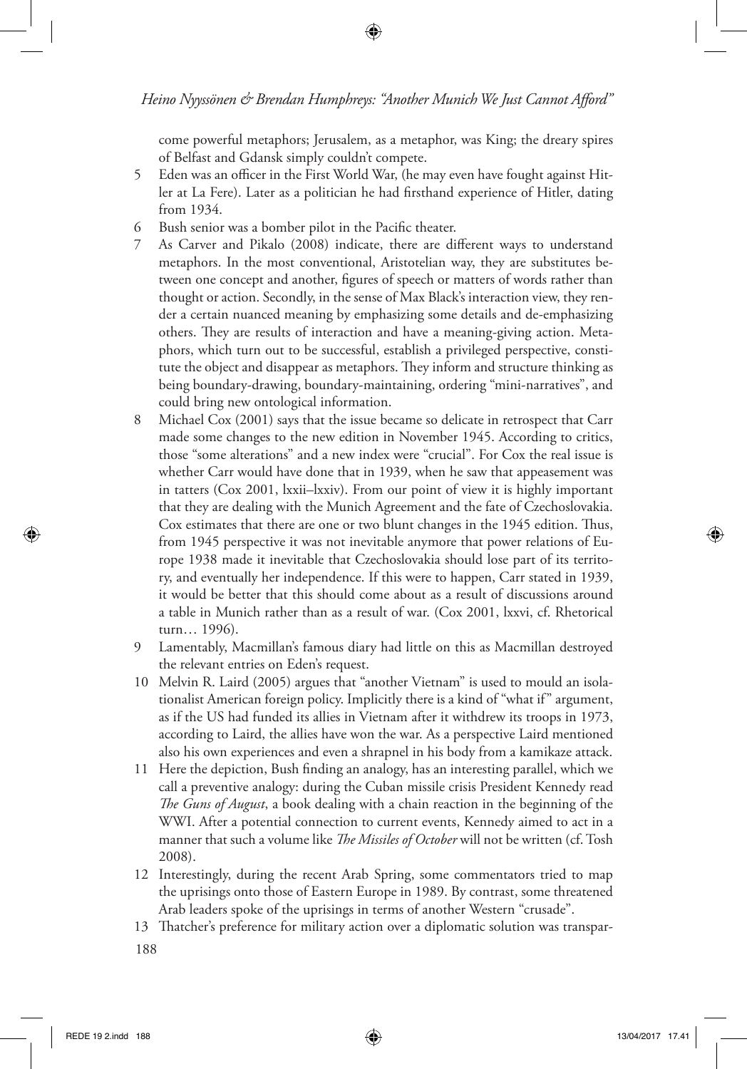come powerful metaphors; Jerusalem, as a metaphor, was King; the dreary spires of Belfast and Gdansk simply couldn't compete.

5 Eden was an officer in the First World War, (he may even have fought against Hitler at La Fere). Later as a politician he had firsthand experience of Hitler, dating from 1934.

6 Bush senior was a bomber pilot in the Pacific theater.

7 As Carver and Pikalo (2008) indicate, there are different ways to understand metaphors. In the most conventional, Aristotelian way, they are substitutes between one concept and another, figures of speech or matters of words rather than thought or action. Secondly, in the sense of Max Black's interaction view, they render a certain nuanced meaning by emphasizing some details and de-emphasizing others. They are results of interaction and have a meaning-giving action. Metaphors, which turn out to be successful, establish a privileged perspective, constitute the object and disappear as metaphors. They inform and structure thinking as being boundary-drawing, boundary-maintaining, ordering "mini-narratives", and could bring new ontological information.

8 Michael Cox (2001) says that the issue became so delicate in retrospect that Carr made some changes to the new edition in November 1945. According to critics, those "some alterations" and a new index were "crucial". For Cox the real issue is whether Carr would have done that in 1939, when he saw that appeasement was in tatters (Cox 2001, lxxii–lxxiv). From our point of view it is highly important that they are dealing with the Munich Agreement and the fate of Czechoslovakia. Cox estimates that there are one or two blunt changes in the 1945 edition. Thus, from 1945 perspective it was not inevitable anymore that power relations of Europe 1938 made it inevitable that Czechoslovakia should lose part of its territory, and eventually her independence. If this were to happen, Carr stated in 1939, it would be better that this should come about as a result of discussions around a table in Munich rather than as a result of war. (Cox 2001, lxxvi, cf. Rhetorical turn… 1996).

9 Lamentably, Macmillan's famous diary had little on this as Macmillan destroyed the relevant entries on Eden's request.

10 Melvin R. Laird (2005) argues that "another Vietnam" is used to mould an isolationalist American foreign policy. Implicitly there is a kind of "what if" argument, as if the US had funded its allies in Vietnam after it withdrew its troops in 1973, according to Laird, the allies have won the war. As a perspective Laird mentioned also his own experiences and even a shrapnel in his body from a kamikaze attack.

11 Here the depiction, Bush finding an analogy, has an interesting parallel, which we call a preventive analogy: during the Cuban missile crisis President Kennedy read *The Guns of August*, a book dealing with a chain reaction in the beginning of the WWI. After a potential connection to current events, Kennedy aimed to act in a manner that such a volume like *The Missiles of October* will not be written (cf. Tosh 2008).

12 Interestingly, during the recent Arab Spring, some commentators tried to map the uprisings onto those of Eastern Europe in 1989. By contrast, some threatened Arab leaders spoke of the uprisings in terms of another Western "crusade".

13 Thatcher's preference for military action over a diplomatic solution was transpar-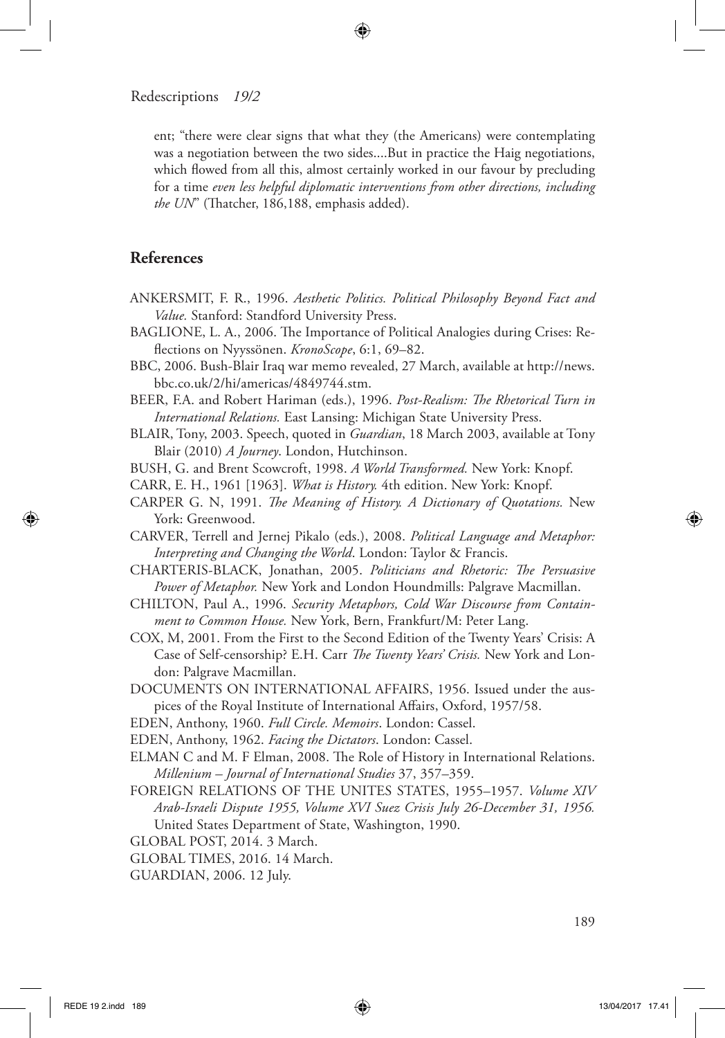ent; "there were clear signs that what they (the Americans) were contemplating was a negotiation between the two sides....But in practice the Haig negotiations, which flowed from all this, almost certainly worked in our favour by precluding for a time *even less helpful diplomatic interventions from other directions, including the UN*" (Thatcher, 186,188, emphasis added).

## References

ANKERSMIT, F. R., 1996. *Aesthetic Politics. Political Philosophy Beyond Fact and Value.* Stanford: Standford University Press.

BAGLIONE, L. A., 2006. The Importance of Political Analogies during Crises: Reflections on Nyyssönen. *KronoScope*, 6:1, 69–82.

BBC, 2006. Bush-Blair Iraq war memo revealed, 27 March, available at http://news.bbc.co.uk/2/hi/americas/4849744.stm.

BEER, F.A. and Robert Hariman (eds.), 1996. *Post-Realism: The Rhetorical Turn in International Relations.* East Lansing: Michigan State University Press.

BLAIR, Tony, 2003. Speech, quoted in *Guardian*, 18 March 2003, available at Tony Blair (2010) *A Journey*. London, Hutchinson.

BUSH, G. and Brent Scowcroft, 1998. *A World Transformed.* New York: Knopf.

CARR, E. H., 1961 [1963]. *What is History.* 4th edition. New York: Knopf.

CARPER G. N, 1991. *The Meaning of History. A Dictionary of Quotations.* New York: Greenwood.

CARVER, Terrell and Jernej Pikalo (eds.), 2008. *Political Language and Metaphor: Interpreting and Changing the World*. London: Taylor & Francis.

CHARTERIS-BLACK, Jonathan, 2005. *Politicians and Rhetoric: The Persuasive Power of Metaphor.* New York and London Houndmills: Palgrave Macmillan.

CHILTON, Paul A., 1996. *Security Metaphors, Cold War Discourse from Containment to Common House.* New York, Bern, Frankfurt/M: Peter Lang.

COX, M, 2001. From the First to the Second Edition of the Twenty Years' Crisis: A Case of Self-censorship? E.H. Carr *The Twenty Years' Crisis.* New York and London: Palgrave Macmillan.

DOCUMENTS ON INTERNATIONAL AFFAIRS, 1956. Issued under the auspices of the Royal Institute of International Affairs, Oxford, 1957/58.

EDEN, Anthony, 1960. *Full Circle. Memoirs*. London: Cassel.

EDEN, Anthony, 1962. *Facing the Dictators*. London: Cassel.

ELMAN C and M. F Elman, 2008. The Role of History in International Relations. *Millenium – Journal of International Studies* 37, 357–359.

FOREIGN RELATIONS OF THE UNITES STATES, 1955–1957. *Volume XIV Arab-Israeli Dispute 1955, Volume XVI Suez Crisis July 26-December 31, 1956.* United States Department of State, Washington, 1990.

GLOBAL POST, 2014. 3 March.

GLOBAL TIMES, 2016. 14 March.

GUARDIAN, 2006. 12 July.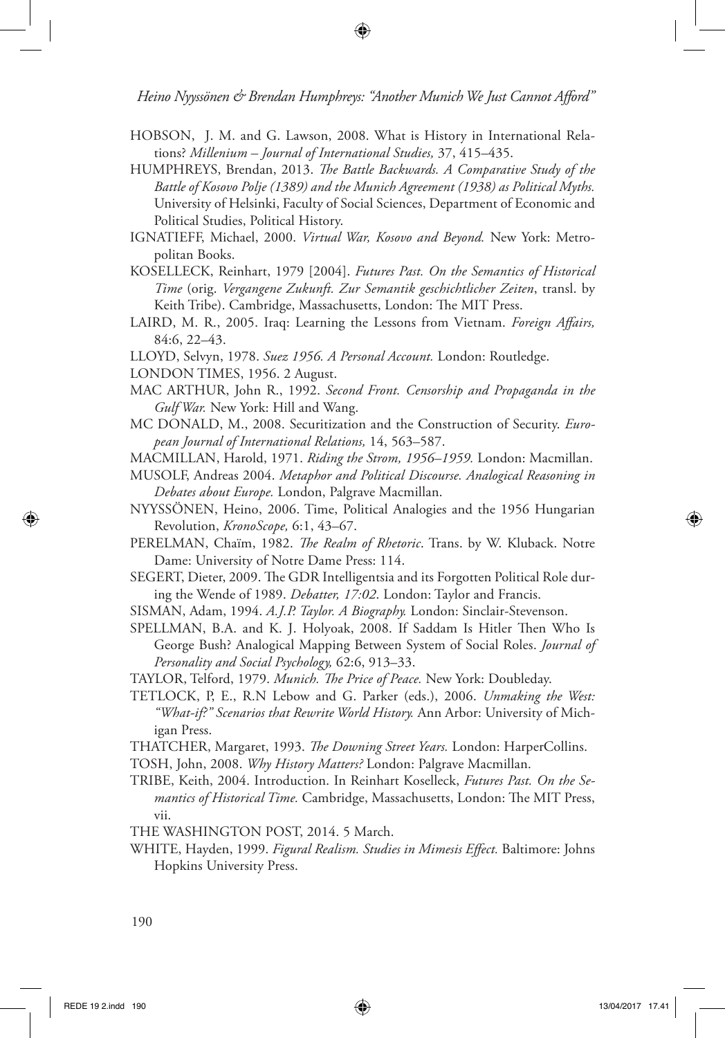HOBSON, J. M. and G. Lawson, 2008. What is History in International Relations? *Millenium – Journal of International Studies,* 37, 415–435.

HUMPHREYS, Brendan, 2013. *The Battle Backwards. A Comparative Study of the Battle of Kosovo Polje (1389) and the Munich Agreement (1938) as Political Myths.* University of Helsinki, Faculty of Social Sciences, Department of Economic and Political Studies, Political History.

IGNATIEFF, Michael, 2000. *Virtual War, Kosovo and Beyond.* New York: Metropolitan Books.

KOSELLECK, Reinhart, 1979 [2004]. *Futures Past. On the Semantics of Historical Time* (orig. *Vergangene Zukunft. Zur Semantik geschichtlicher Zeiten*, transl. by Keith Tribe). Cambridge, Massachusetts, London: The MIT Press.

LAIRD, M. R., 2005. Iraq: Learning the Lessons from Vietnam. *Foreign Affairs,* 84:6, 22–43.

LLOYD, Selvyn, 1978. *Suez 1956. A Personal Account.* London: Routledge.

LONDON TIMES, 1956. 2 August.

MAC ARTHUR, John R., 1992. *Second Front. Censorship and Propaganda in the Gulf War.* New York: Hill and Wang.

MC DONALD, M., 2008. Securitization and the Construction of Security. *European Journal of International Relations,* 14, 563–587.

MACMILLAN, Harold, 1971. *Riding the Strom, 1956–1959.* London: Macmillan.

MUSOLF, Andreas 2004. *Metaphor and Political Discourse. Analogical Reasoning in Debates about Europe.* London, Palgrave Macmillan.

NYYSSÖNEN, Heino, 2006. Time, Political Analogies and the 1956 Hungarian Revolution, *KronoScope,* 6:1, 43–67.

PERELMAN, Chaïm, 1982. *The Realm of Rhetoric*. Trans. by W. Kluback. Notre Dame: University of Notre Dame Press: 114.

SEGERT, Dieter, 2009. The GDR Intelligentsia and its Forgotten Political Role during the Wende of 1989. *Debatter, 17:02*. London: Taylor and Francis.

SISMAN, Adam, 1994. *A.J.P. Taylor. A Biography.* London: Sinclair-Stevenson.

SPELLMAN, B.A. and K. J. Holyoak, 2008. If Saddam Is Hitler Then Who Is George Bush? Analogical Mapping Between System of Social Roles. *Journal of Personality and Social Psychology,* 62:6, 913–33.

TAYLOR, Telford, 1979. *Munich. The Price of Peace.* New York: Doubleday.

TETLOCK, P, E., R.N Lebow and G. Parker (eds.), 2006. *Unmaking the West: "What-if?" Scenarios that Rewrite World History.* Ann Arbor: University of Michigan Press.

THATCHER, Margaret, 1993. *The Downing Street Years.* London: HarperCollins.

TOSH, John, 2008. *Why History Matters?* London: Palgrave Macmillan.

TRIBE, Keith, 2004. Introduction. In Reinhart Koselleck, *Futures Past. On the Semantics of Historical Time.* Cambridge, Massachusetts, London: The MIT Press, vii.

THE WASHINGTON POST, 2014. 5 March.

WHITE, Hayden, 1999. *Figural Realism. Studies in Mimesis Effect.* Baltimore: Johns Hopkins University Press.